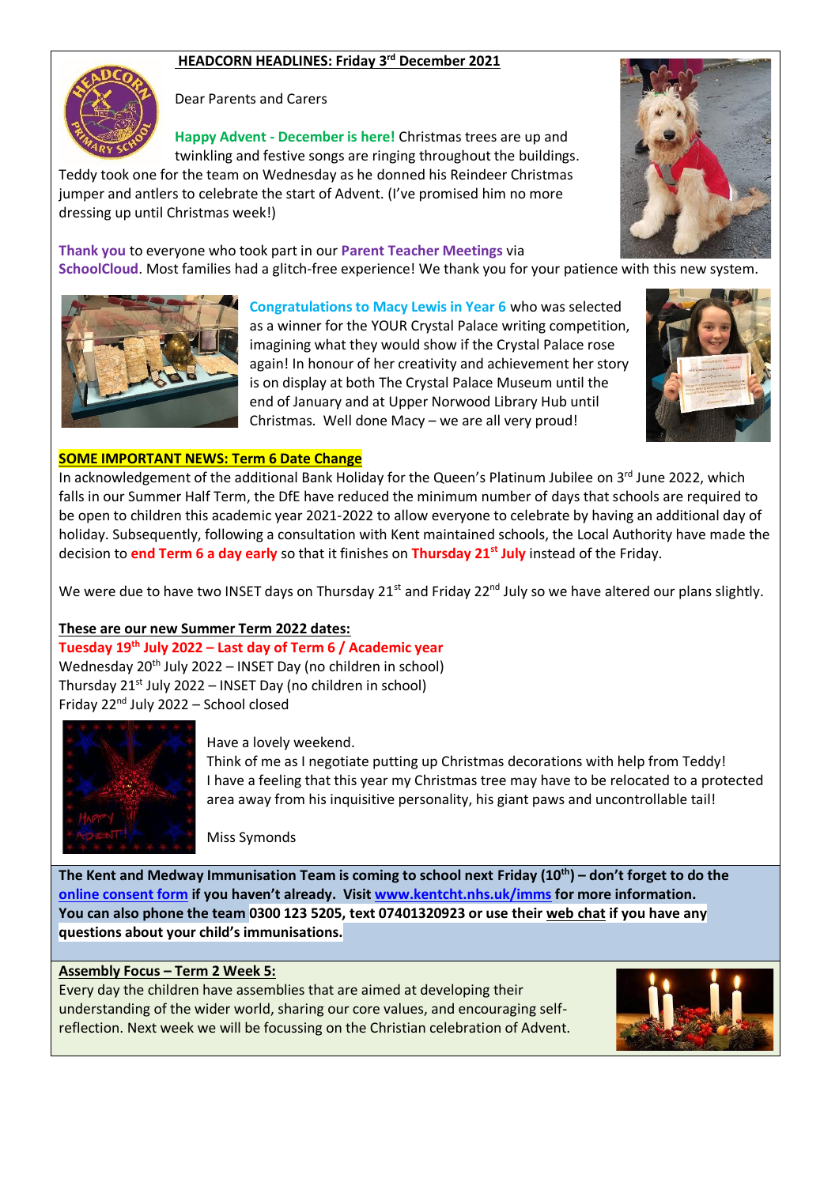## HEADCORN HEADLINES: Friday 3rd December 2021

Dear Parents and Carers

**Happy Advent - December is here!** Christmas trees are up and twinkling and festive songs are ringing throughout the buildings. Teddy took one for the team on Wednesday as he donned his Reindeer Christmas jumper and antlers to celebrate the start of Advent. (I've promised him no more dressing up until Christmas week!)

**Thank you** to everyone who took part in our **Parent Teacher Meetings** via **SchoolCloud**. Most families had a glitch-free experience! We thank you for your patience with this new system.

**Congratulations to Macy Lewis in Year 6** who was selected as a winner for the YOUR Crystal Palace writing competition, imagining what they would show if the Crystal Palace rose again! In honour of her creativity and achievement her story is on display at both The Crystal Palace Museum until the end of January and at Upper Norwood Library Hub until Christmas. Well done Macy – we are all very proud!

**SOME IMPORTANT NEWS: Term 6 Date Change**

In acknowledgement of the additional Bank Holiday for the Queen's Platinum Jubilee on 3rd June 2022, which falls in our Summer Half Term, the DfE have reduced the minimum number of days that schools are required to be open to children this academic year 2021-2022 to allow everyone to celebrate by having an additional day of holiday. Subsequently, following a consultation with Kent maintained schools, the Local Authority have made the decision to **end Term 6 a day early** so that it finishes on **Thursday 21st July** instead of the Friday.

We were due to have two INSET days on Thursday 21st and Friday 22nd July so we have altered our plans slightly.

**These are our new Summer Term 2022 dates:**

**Tuesday 19th July 2022 – Last day of Term 6 / Academic year**
Wednesday 20th July 2022 – INSET Day (no children in school)
Thursday 21st July 2022 – INSET Day (no children in school)
Friday 22nd July 2022 – School closed

Have a lovely weekend.
Think of me as I negotiate putting up Christmas decorations with help from Teddy! I have a feeling that this year my Christmas tree may have to be relocated to a protected area away from his inquisitive personality, his giant paws and uncontrollable tail!

Miss Symonds

**The Kent and Medway Immunisation Team is coming to school next Friday (10th) – don't forget to do the online consent form if you haven't already. Visit www.kentcht.nhs.uk/imms for more information. You can also phone the team 0300 123 5205, text 07401320923 or use their web chat if you have any questions about your child's immunisations.**

**Assembly Focus – Term 2 Week 5:**

Every day the children have assemblies that are aimed at developing their understanding of the wider world, sharing our core values, and encouraging self-reflection. Next week we will be focussing on the Christian celebration of Advent.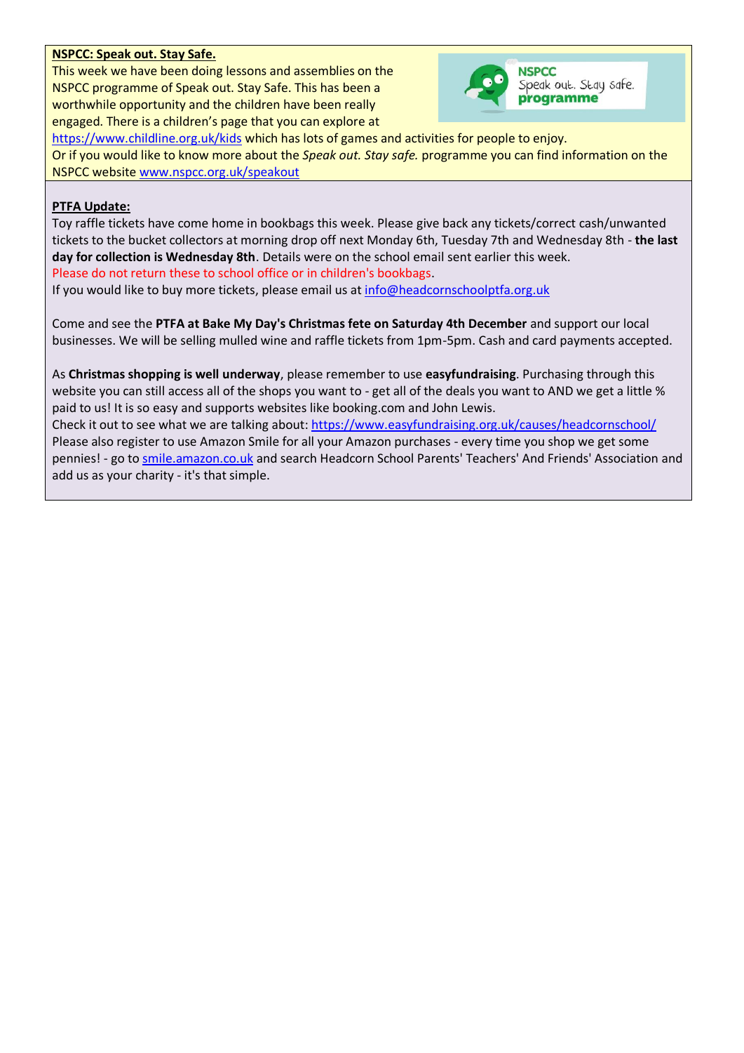**NSPCC: Speak out. Stay Safe.**

This week we have been doing lessons and assemblies on the NSPCC programme of Speak out. Stay Safe. This has been a worthwhile opportunity and the children have been really engaged. There is a children's page that you can explore at https://www.childline.org.uk/kids which has lots of games and activities for people to enjoy.

Or if you would like to know more about the *Speak out. Stay safe.* programme you can find information on the NSPCC website www.nspcc.org.uk/speakout

**PTFA Update:**

Toy raffle tickets have come home in bookbags this week. Please give back any tickets/correct cash/unwanted tickets to the bucket collectors at morning drop off next Monday 6th, Tuesday 7th and Wednesday 8th - **the last day for collection is Wednesday 8th**. Details were on the school email sent earlier this week.

Please do not return these to school office or in children's bookbags.

If you would like to buy more tickets, please email us at info@headcornschoolptfa.org.uk

Come and see the **PTFA at Bake My Day's Christmas fete on Saturday 4th December** and support our local businesses. We will be selling mulled wine and raffle tickets from 1pm-5pm. Cash and card payments accepted.

As **Christmas shopping is well underway**, please remember to use **easyfundraising**. Purchasing through this website you can still access all of the shops you want to - get all of the deals you want to AND we get a little % paid to us! It is so easy and supports websites like booking.com and John Lewis.

Check it out to see what we are talking about: https://www.easyfundraising.org.uk/causes/headcornschool/

Please also register to use Amazon Smile for all your Amazon purchases - every time you shop we get some pennies! - go to smile.amazon.co.uk and search Headcorn School Parents' Teachers' And Friends' Association and add us as your charity - it's that simple.